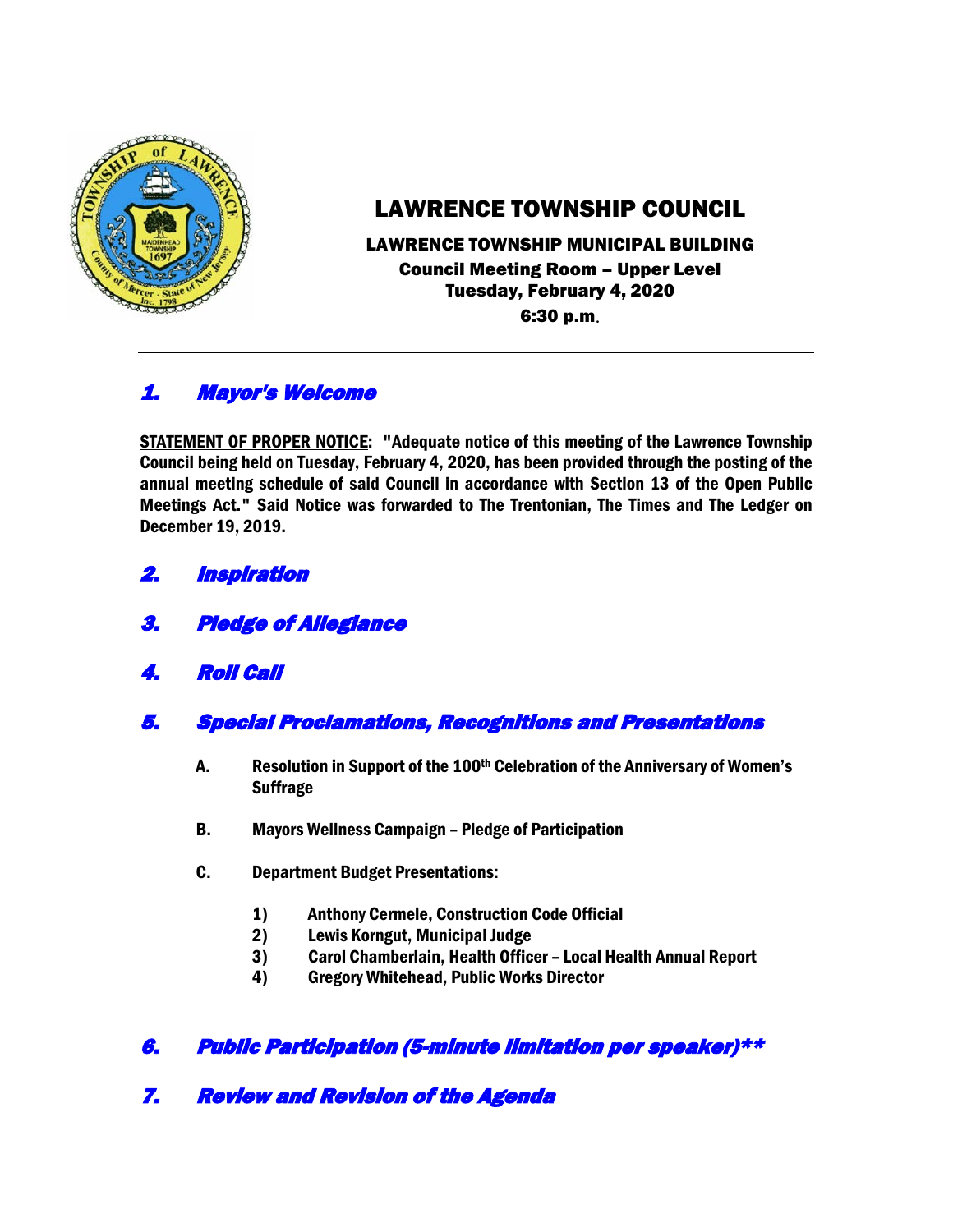# LAWRENCE TOWNSHIP COUNCIL

**LAWRENCE TOWNSHIP MUNICIPAL BUILDING**
**Council Meeting Room – Upper Level**
**Tuesday, February 4, 2020**
**6:30 p.m.**

---

## *1. Mayor's Welcome*

**STATEMENT OF PROPER NOTICE: "Adequate notice of this meeting of the Lawrence Township Council being held on Tuesday, February 4, 2020, has been provided through the posting of the annual meeting schedule of said Council in accordance with Section 13 of the Open Public Meetings Act." Said Notice was forwarded to The Trentonian, The Times and The Ledger on December 19, 2019.**

## *2. Inspiration*

## *3. Pledge of Allegiance*

## *4. Roll Call*

## *5. Special Proclamations, Recognitions and Presentations*

**A. Resolution in Support of the 100th Celebration of the Anniversary of Women's Suffrage**

**B. Mayors Wellness Campaign – Pledge of Participation**

**C. Department Budget Presentations:**

1) **Anthony Cermele, Construction Code Official**
2) **Lewis Korngut, Municipal Judge**
3) **Carol Chamberlain, Health Officer – Local Health Annual Report**
4) **Gregory Whitehead, Public Works Director**

## *6. Public Participation (5-minute limitation per speaker)\*\**

## *7. Review and Revision of the Agenda*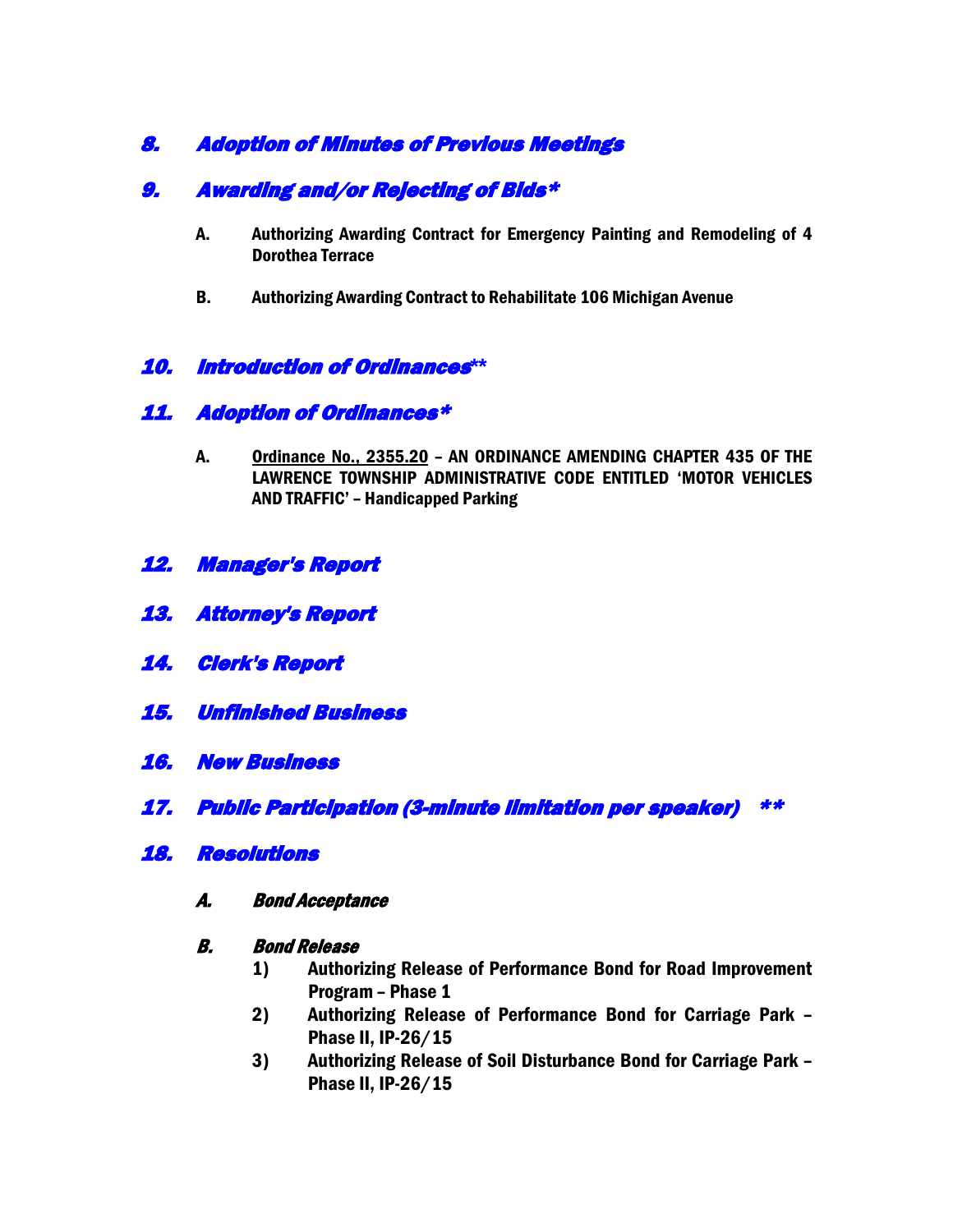## *8. Adoption of Minutes of Previous Meetings*

## *9. Awarding and/or Rejecting of Bids**

**A. Authorizing Awarding Contract for Emergency Painting and Remodeling of 4 Dorothea Terrace**

**B. Authorizing Awarding Contract to Rehabilitate 106 Michigan Avenue**

## *10. Introduction of Ordinances***

## *11. Adoption of Ordinances**

**A. <u>Ordinance No., 2355.20</u> – AN ORDINANCE AMENDING CHAPTER 435 OF THE LAWRENCE TOWNSHIP ADMINISTRATIVE CODE ENTITLED 'MOTOR VEHICLES AND TRAFFIC' – Handicapped Parking**

## *12. Manager's Report*

## *13. Attorney's Report*

## *14. Clerk's Report*

## *15. Unfinished Business*

## *16. New Business*

## *17. Public Participation (3-minute limitation per speaker) ***

## *18. Resolutions*

***A. Bond Acceptance***

***B. Bond Release***

1) **Authorizing Release of Performance Bond for Road Improvement Program – Phase 1**
2) **Authorizing Release of Performance Bond for Carriage Park – Phase II, IP-26/15**
3) **Authorizing Release of Soil Disturbance Bond for Carriage Park – Phase II, IP-26/15**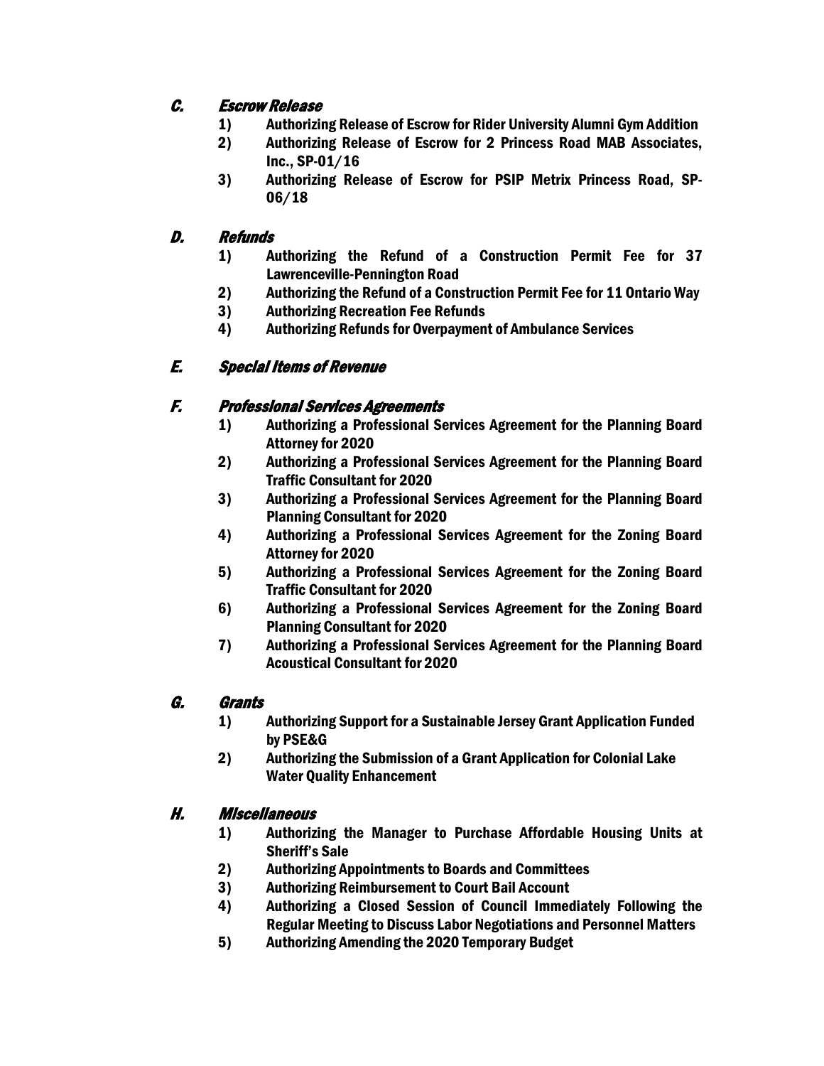### *C. Escrow Release*

1) **Authorizing Release of Escrow for Rider University Alumni Gym Addition**
2) **Authorizing Release of Escrow for 2 Princess Road MAB Associates, Inc., SP-01/16**
3) **Authorizing Release of Escrow for PSIP Metrix Princess Road, SP-06/18**

### *D. Refunds*

1) **Authorizing the Refund of a Construction Permit Fee for 37 Lawrenceville-Pennington Road**
2) **Authorizing the Refund of a Construction Permit Fee for 11 Ontario Way**
3) **Authorizing Recreation Fee Refunds**
4) **Authorizing Refunds for Overpayment of Ambulance Services**

### *E. Special Items of Revenue*

### *F. Professional Services Agreements*

1) **Authorizing a Professional Services Agreement for the Planning Board Attorney for 2020**
2) **Authorizing a Professional Services Agreement for the Planning Board Traffic Consultant for 2020**
3) **Authorizing a Professional Services Agreement for the Planning Board Planning Consultant for 2020**
4) **Authorizing a Professional Services Agreement for the Zoning Board Attorney for 2020**
5) **Authorizing a Professional Services Agreement for the Zoning Board Traffic Consultant for 2020**
6) **Authorizing a Professional Services Agreement for the Zoning Board Planning Consultant for 2020**
7) **Authorizing a Professional Services Agreement for the Planning Board Acoustical Consultant for 2020**

### *G. Grants*

1) **Authorizing Support for a Sustainable Jersey Grant Application Funded by PSE&G**
2) **Authorizing the Submission of a Grant Application for Colonial Lake Water Quality Enhancement**

### *H. Miscellaneous*

1) **Authorizing the Manager to Purchase Affordable Housing Units at Sheriff's Sale**
2) **Authorizing Appointments to Boards and Committees**
3) **Authorizing Reimbursement to Court Bail Account**
4) **Authorizing a Closed Session of Council Immediately Following the Regular Meeting to Discuss Labor Negotiations and Personnel Matters**
5) **Authorizing Amending the 2020 Temporary Budget**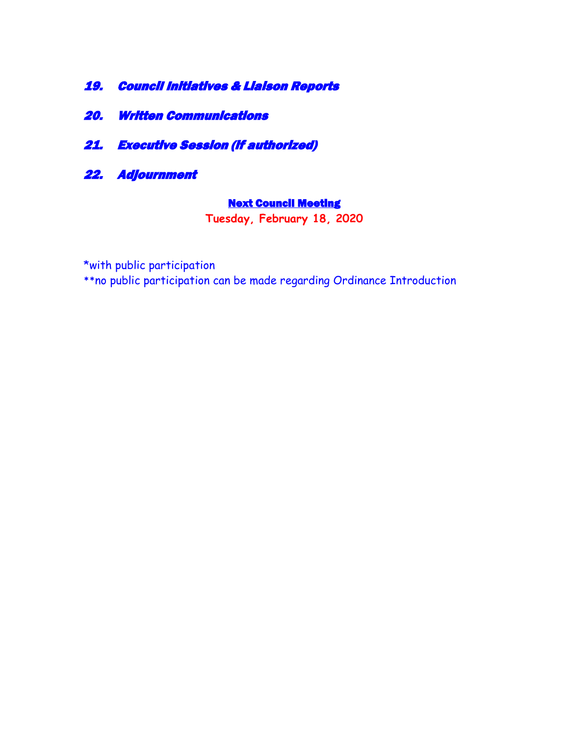***19. Council Initiatives & Liaison Reports***

***20. Written Communications***

***21. Executive Session (if authorized)***

***22. Adjournment***

**Next Council Meeting**

**Tuesday, February 18, 2020**

*with public participation

**no public participation can be made regarding Ordinance Introduction